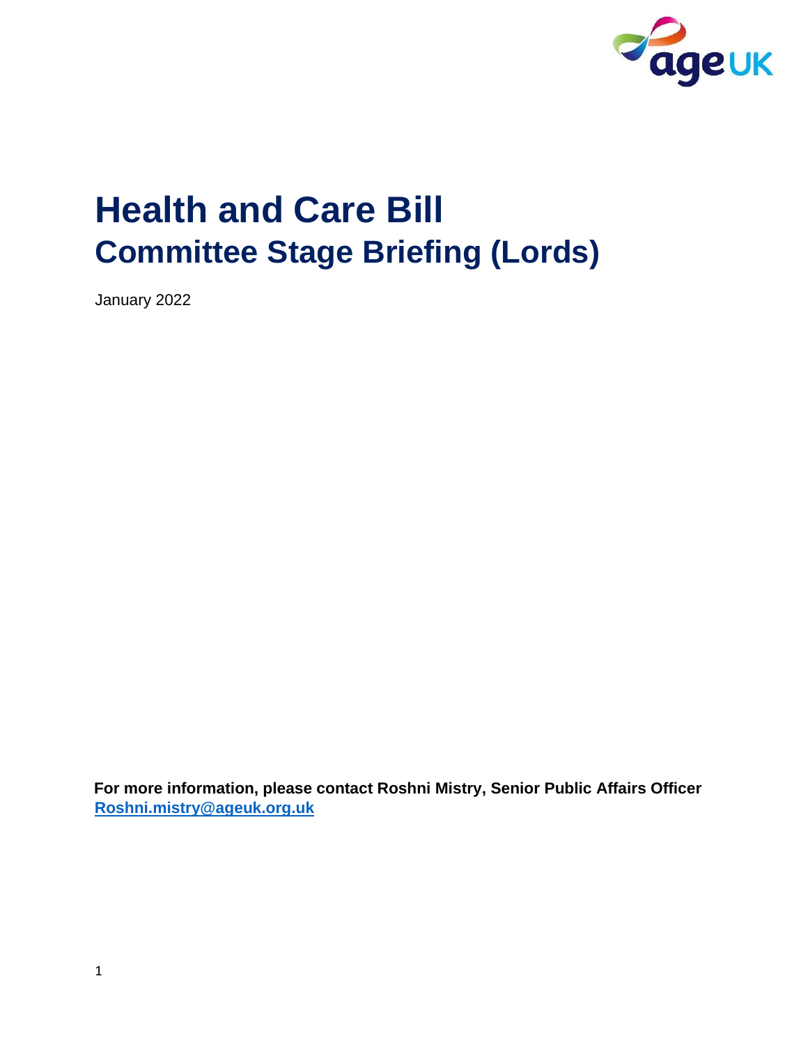# Health and Care Bill
## Committee Stage Briefing (Lords)

January 2022

**For more information, please contact Roshni Mistry, Senior Public Affairs Officer**
**Roshni.mistry@ageuk.org.uk**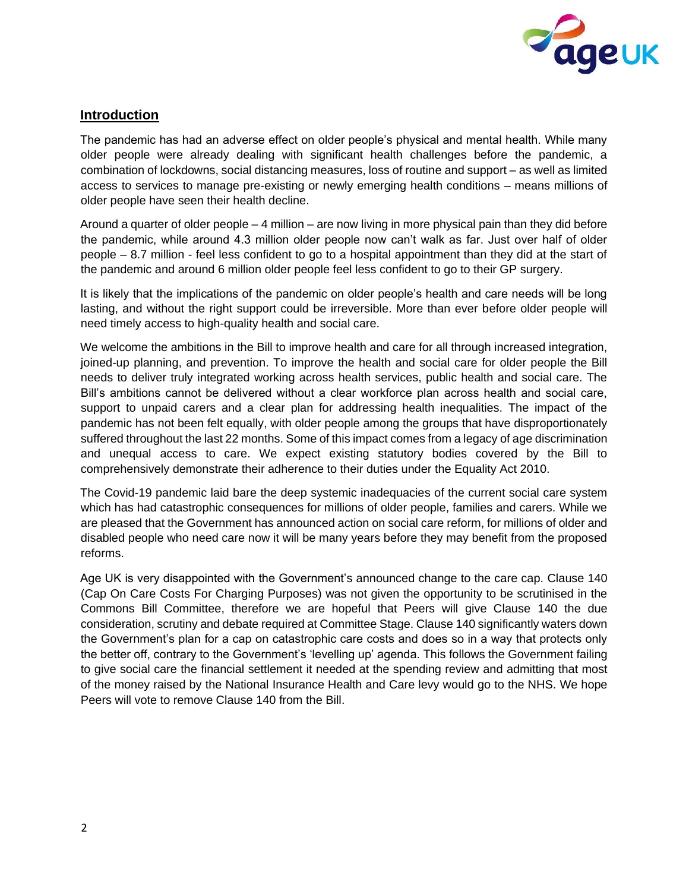## Introduction

The pandemic has had an adverse effect on older people's physical and mental health. While many older people were already dealing with significant health challenges before the pandemic, a combination of lockdowns, social distancing measures, loss of routine and support – as well as limited access to services to manage pre-existing or newly emerging health conditions – means millions of older people have seen their health decline.

Around a quarter of older people – 4 million – are now living in more physical pain than they did before the pandemic, while around 4.3 million older people now can't walk as far. Just over half of older people – 8.7 million - feel less confident to go to a hospital appointment than they did at the start of the pandemic and around 6 million older people feel less confident to go to their GP surgery.

It is likely that the implications of the pandemic on older people's health and care needs will be long lasting, and without the right support could be irreversible. More than ever before older people will need timely access to high-quality health and social care.

We welcome the ambitions in the Bill to improve health and care for all through increased integration, joined-up planning, and prevention. To improve the health and social care for older people the Bill needs to deliver truly integrated working across health services, public health and social care. The Bill's ambitions cannot be delivered without a clear workforce plan across health and social care, support to unpaid carers and a clear plan for addressing health inequalities. The impact of the pandemic has not been felt equally, with older people among the groups that have disproportionately suffered throughout the last 22 months. Some of this impact comes from a legacy of age discrimination and unequal access to care. We expect existing statutory bodies covered by the Bill to comprehensively demonstrate their adherence to their duties under the Equality Act 2010.

The Covid-19 pandemic laid bare the deep systemic inadequacies of the current social care system which has had catastrophic consequences for millions of older people, families and carers. While we are pleased that the Government has announced action on social care reform, for millions of older and disabled people who need care now it will be many years before they may benefit from the proposed reforms.

Age UK is very disappointed with the Government's announced change to the care cap. Clause 140 (Cap On Care Costs For Charging Purposes) was not given the opportunity to be scrutinised in the Commons Bill Committee, therefore we are hopeful that Peers will give Clause 140 the due consideration, scrutiny and debate required at Committee Stage. Clause 140 significantly waters down the Government's plan for a cap on catastrophic care costs and does so in a way that protects only the better off, contrary to the Government's 'levelling up' agenda. This follows the Government failing to give social care the financial settlement it needed at the spending review and admitting that most of the money raised by the National Insurance Health and Care levy would go to the NHS. We hope Peers will vote to remove Clause 140 from the Bill.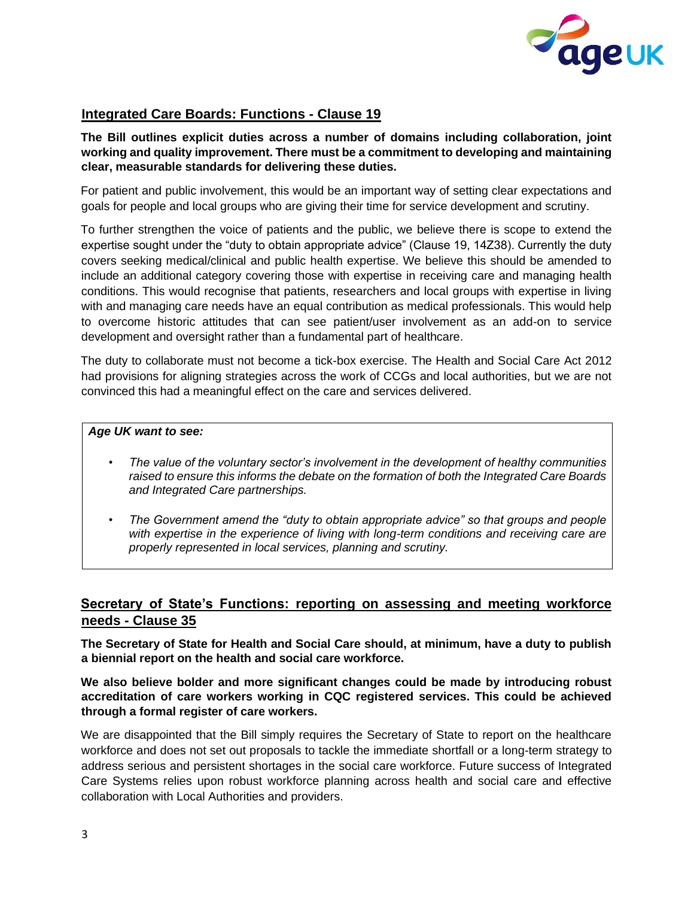## Integrated Care Boards: Functions - Clause 19

**The Bill outlines explicit duties across a number of domains including collaboration, joint working and quality improvement. There must be a commitment to developing and maintaining clear, measurable standards for delivering these duties.**

For patient and public involvement, this would be an important way of setting clear expectations and goals for people and local groups who are giving their time for service development and scrutiny.

To further strengthen the voice of patients and the public, we believe there is scope to extend the expertise sought under the "duty to obtain appropriate advice" (Clause 19, 14Z38). Currently the duty covers seeking medical/clinical and public health expertise. We believe this should be amended to include an additional category covering those with expertise in receiving care and managing health conditions. This would recognise that patients, researchers and local groups with expertise in living with and managing care needs have an equal contribution as medical professionals. This would help to overcome historic attitudes that can see patient/user involvement as an add-on to service development and oversight rather than a fundamental part of healthcare.

The duty to collaborate must not become a tick-box exercise. The Health and Social Care Act 2012 had provisions for aligning strategies across the work of CCGs and local authorities, but we are not convinced this had a meaningful effect on the care and services delivered.

***Age UK want to see:***

- *The value of the voluntary sector's involvement in the development of healthy communities raised to ensure this informs the debate on the formation of both the Integrated Care Boards and Integrated Care partnerships.*
- *The Government amend the "duty to obtain appropriate advice" so that groups and people with expertise in the experience of living with long-term conditions and receiving care are properly represented in local services, planning and scrutiny.*

## Secretary of State's Functions: reporting on assessing and meeting workforce needs - Clause 35

**The Secretary of State for Health and Social Care should, at minimum, have a duty to publish a biennial report on the health and social care workforce.**

**We also believe bolder and more significant changes could be made by introducing robust accreditation of care workers working in CQC registered services. This could be achieved through a formal register of care workers.**

We are disappointed that the Bill simply requires the Secretary of State to report on the healthcare workforce and does not set out proposals to tackle the immediate shortfall or a long-term strategy to address serious and persistent shortages in the social care workforce. Future success of Integrated Care Systems relies upon robust workforce planning across health and social care and effective collaboration with Local Authorities and providers.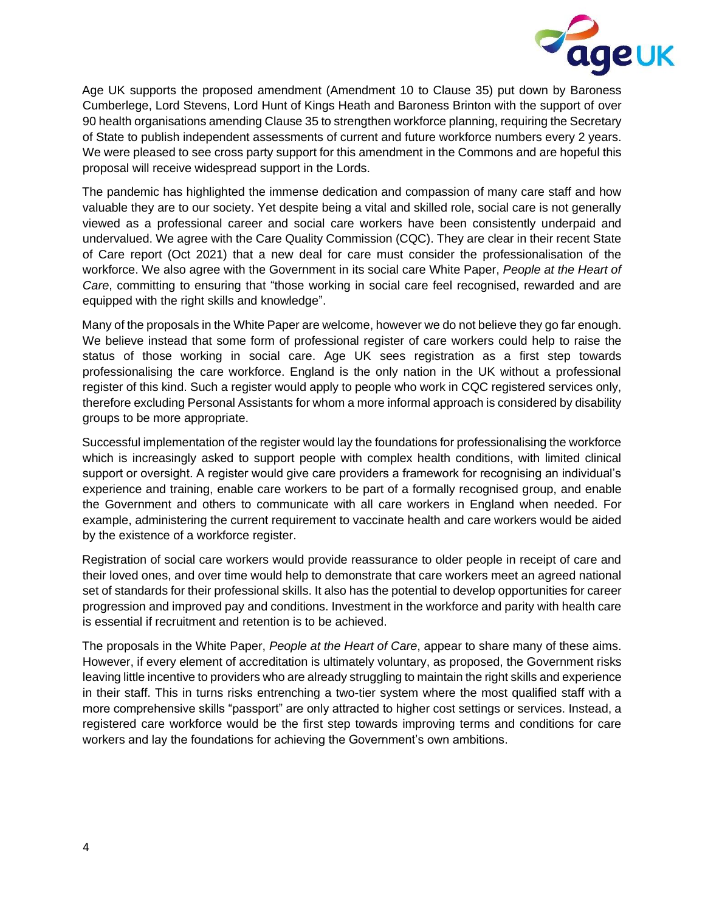Age UK supports the proposed amendment (Amendment 10 to Clause 35) put down by Baroness Cumberlege, Lord Stevens, Lord Hunt of Kings Heath and Baroness Brinton with the support of over 90 health organisations amending Clause 35 to strengthen workforce planning, requiring the Secretary of State to publish independent assessments of current and future workforce numbers every 2 years. We were pleased to see cross party support for this amendment in the Commons and are hopeful this proposal will receive widespread support in the Lords.

The pandemic has highlighted the immense dedication and compassion of many care staff and how valuable they are to our society. Yet despite being a vital and skilled role, social care is not generally viewed as a professional career and social care workers have been consistently underpaid and undervalued. We agree with the Care Quality Commission (CQC). They are clear in their recent State of Care report (Oct 2021) that a new deal for care must consider the professionalisation of the workforce. We also agree with the Government in its social care White Paper, *People at the Heart of Care*, committing to ensuring that "those working in social care feel recognised, rewarded and are equipped with the right skills and knowledge".

Many of the proposals in the White Paper are welcome, however we do not believe they go far enough. We believe instead that some form of professional register of care workers could help to raise the status of those working in social care. Age UK sees registration as a first step towards professionalising the care workforce. England is the only nation in the UK without a professional register of this kind. Such a register would apply to people who work in CQC registered services only, therefore excluding Personal Assistants for whom a more informal approach is considered by disability groups to be more appropriate.

Successful implementation of the register would lay the foundations for professionalising the workforce which is increasingly asked to support people with complex health conditions, with limited clinical support or oversight. A register would give care providers a framework for recognising an individual's experience and training, enable care workers to be part of a formally recognised group, and enable the Government and others to communicate with all care workers in England when needed. For example, administering the current requirement to vaccinate health and care workers would be aided by the existence of a workforce register.

Registration of social care workers would provide reassurance to older people in receipt of care and their loved ones, and over time would help to demonstrate that care workers meet an agreed national set of standards for their professional skills. It also has the potential to develop opportunities for career progression and improved pay and conditions. Investment in the workforce and parity with health care is essential if recruitment and retention is to be achieved.

The proposals in the White Paper, *People at the Heart of Care*, appear to share many of these aims. However, if every element of accreditation is ultimately voluntary, as proposed, the Government risks leaving little incentive to providers who are already struggling to maintain the right skills and experience in their staff. This in turns risks entrenching a two-tier system where the most qualified staff with a more comprehensive skills "passport" are only attracted to higher cost settings or services. Instead, a registered care workforce would be the first step towards improving terms and conditions for care workers and lay the foundations for achieving the Government's own ambitions.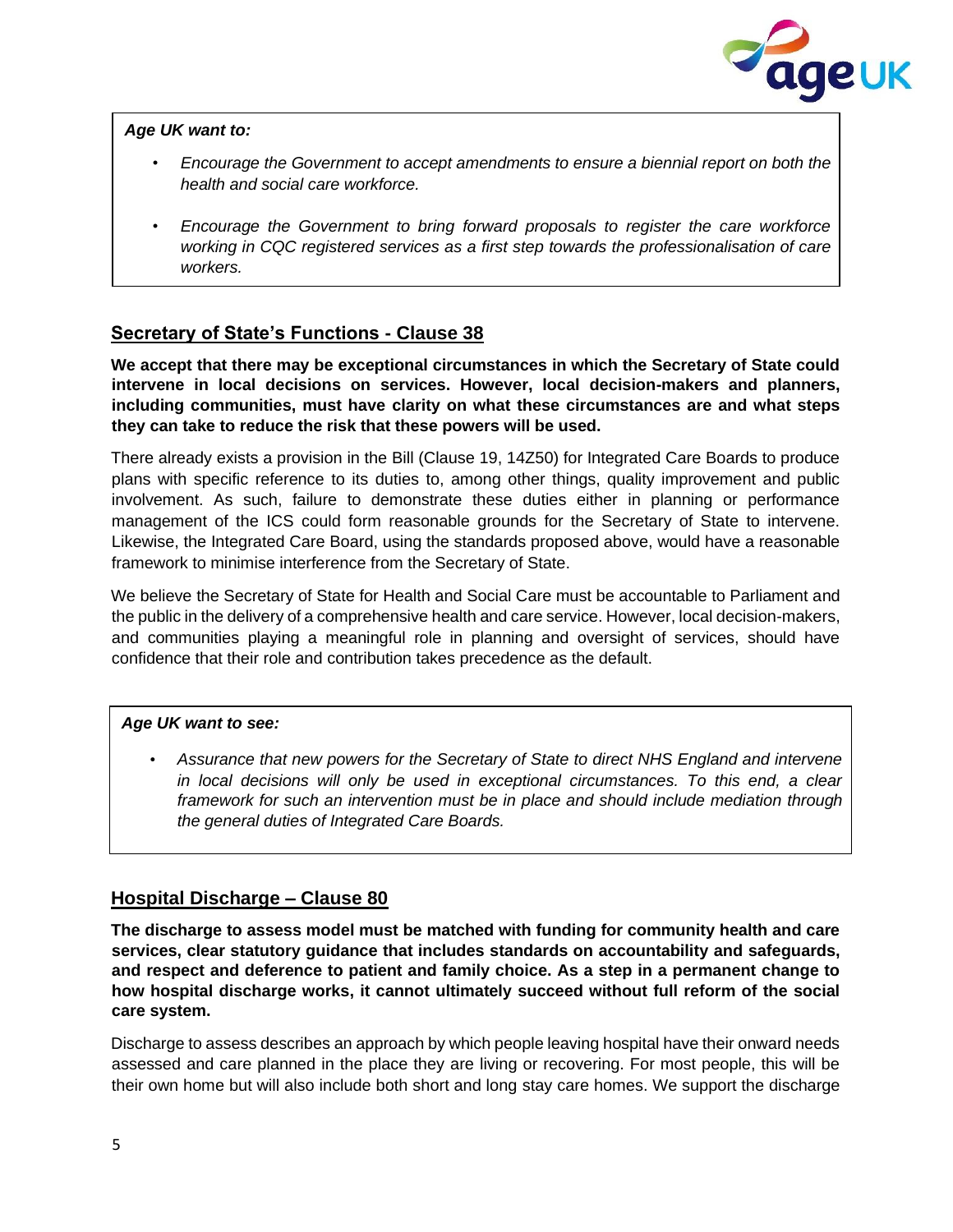***Age UK want to:***

- *Encourage the Government to accept amendments to ensure a biennial report on both the health and social care workforce.*
- *Encourage the Government to bring forward proposals to register the care workforce working in CQC registered services as a first step towards the professionalisation of care workers.*

## Secretary of State's Functions - Clause 38

**We accept that there may be exceptional circumstances in which the Secretary of State could intervene in local decisions on services. However, local decision-makers and planners, including communities, must have clarity on what these circumstances are and what steps they can take to reduce the risk that these powers will be used.**

There already exists a provision in the Bill (Clause 19, 14Z50) for Integrated Care Boards to produce plans with specific reference to its duties to, among other things, quality improvement and public involvement. As such, failure to demonstrate these duties either in planning or performance management of the ICS could form reasonable grounds for the Secretary of State to intervene. Likewise, the Integrated Care Board, using the standards proposed above, would have a reasonable framework to minimise interference from the Secretary of State.

We believe the Secretary of State for Health and Social Care must be accountable to Parliament and the public in the delivery of a comprehensive health and care service. However, local decision-makers, and communities playing a meaningful role in planning and oversight of services, should have confidence that their role and contribution takes precedence as the default.

***Age UK want to see:***

- *Assurance that new powers for the Secretary of State to direct NHS England and intervene in local decisions will only be used in exceptional circumstances. To this end, a clear framework for such an intervention must be in place and should include mediation through the general duties of Integrated Care Boards.*

## Hospital Discharge – Clause 80

**The discharge to assess model must be matched with funding for community health and care services, clear statutory guidance that includes standards on accountability and safeguards, and respect and deference to patient and family choice. As a step in a permanent change to how hospital discharge works, it cannot ultimately succeed without full reform of the social care system.**

Discharge to assess describes an approach by which people leaving hospital have their onward needs assessed and care planned in the place they are living or recovering. For most people, this will be their own home but will also include both short and long stay care homes. We support the discharge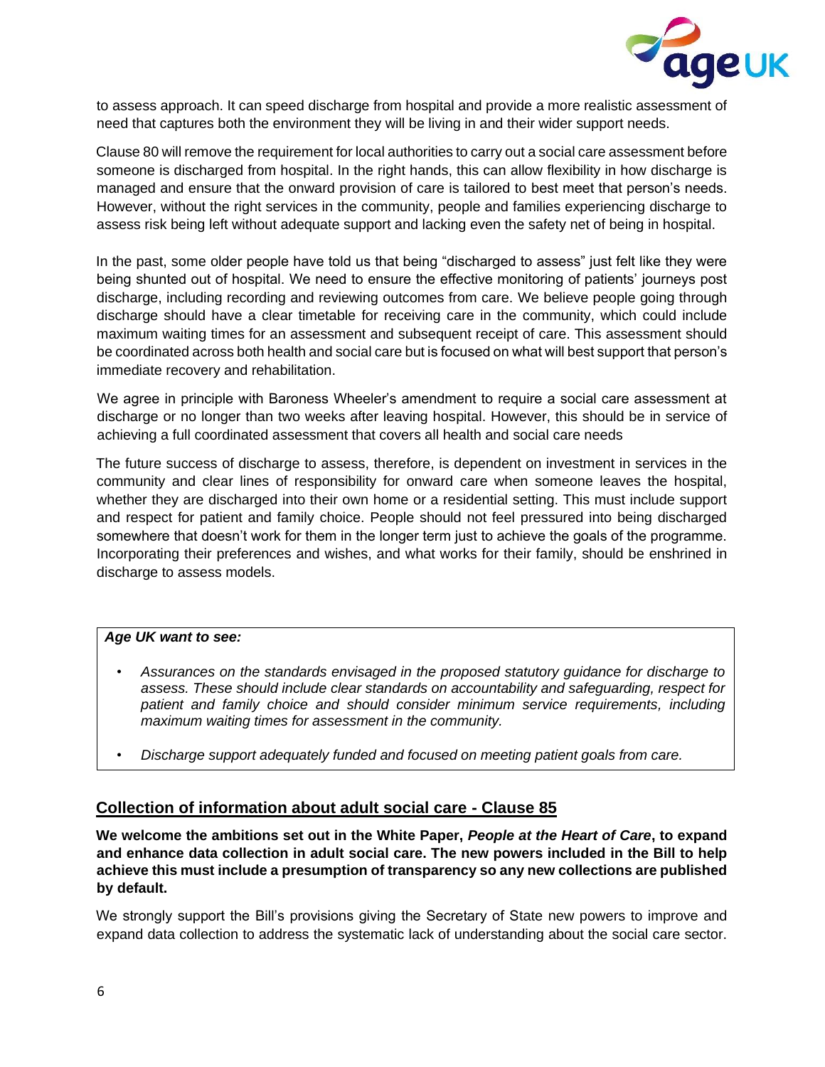to assess approach. It can speed discharge from hospital and provide a more realistic assessment of need that captures both the environment they will be living in and their wider support needs.

Clause 80 will remove the requirement for local authorities to carry out a social care assessment before someone is discharged from hospital. In the right hands, this can allow flexibility in how discharge is managed and ensure that the onward provision of care is tailored to best meet that person's needs. However, without the right services in the community, people and families experiencing discharge to assess risk being left without adequate support and lacking even the safety net of being in hospital.

In the past, some older people have told us that being "discharged to assess" just felt like they were being shunted out of hospital. We need to ensure the effective monitoring of patients' journeys post discharge, including recording and reviewing outcomes from care. We believe people going through discharge should have a clear timetable for receiving care in the community, which could include maximum waiting times for an assessment and subsequent receipt of care. This assessment should be coordinated across both health and social care but is focused on what will best support that person's immediate recovery and rehabilitation.

We agree in principle with Baroness Wheeler's amendment to require a social care assessment at discharge or no longer than two weeks after leaving hospital. However, this should be in service of achieving a full coordinated assessment that covers all health and social care needs

The future success of discharge to assess, therefore, is dependent on investment in services in the community and clear lines of responsibility for onward care when someone leaves the hospital, whether they are discharged into their own home or a residential setting. This must include support and respect for patient and family choice. People should not feel pressured into being discharged somewhere that doesn't work for them in the longer term just to achieve the goals of the programme. Incorporating their preferences and wishes, and what works for their family, should be enshrined in discharge to assess models.

***Age UK want to see:***

- *Assurances on the standards envisaged in the proposed statutory guidance for discharge to assess. These should include clear standards on accountability and safeguarding, respect for patient and family choice and should consider minimum service requirements, including maximum waiting times for assessment in the community.*
- *Discharge support adequately funded and focused on meeting patient goals from care.*

## Collection of information about adult social care - Clause 85

**We welcome the ambitions set out in the White Paper, *People at the Heart of Care*, to expand and enhance data collection in adult social care. The new powers included in the Bill to help achieve this must include a presumption of transparency so any new collections are published by default.**

We strongly support the Bill's provisions giving the Secretary of State new powers to improve and expand data collection to address the systematic lack of understanding about the social care sector.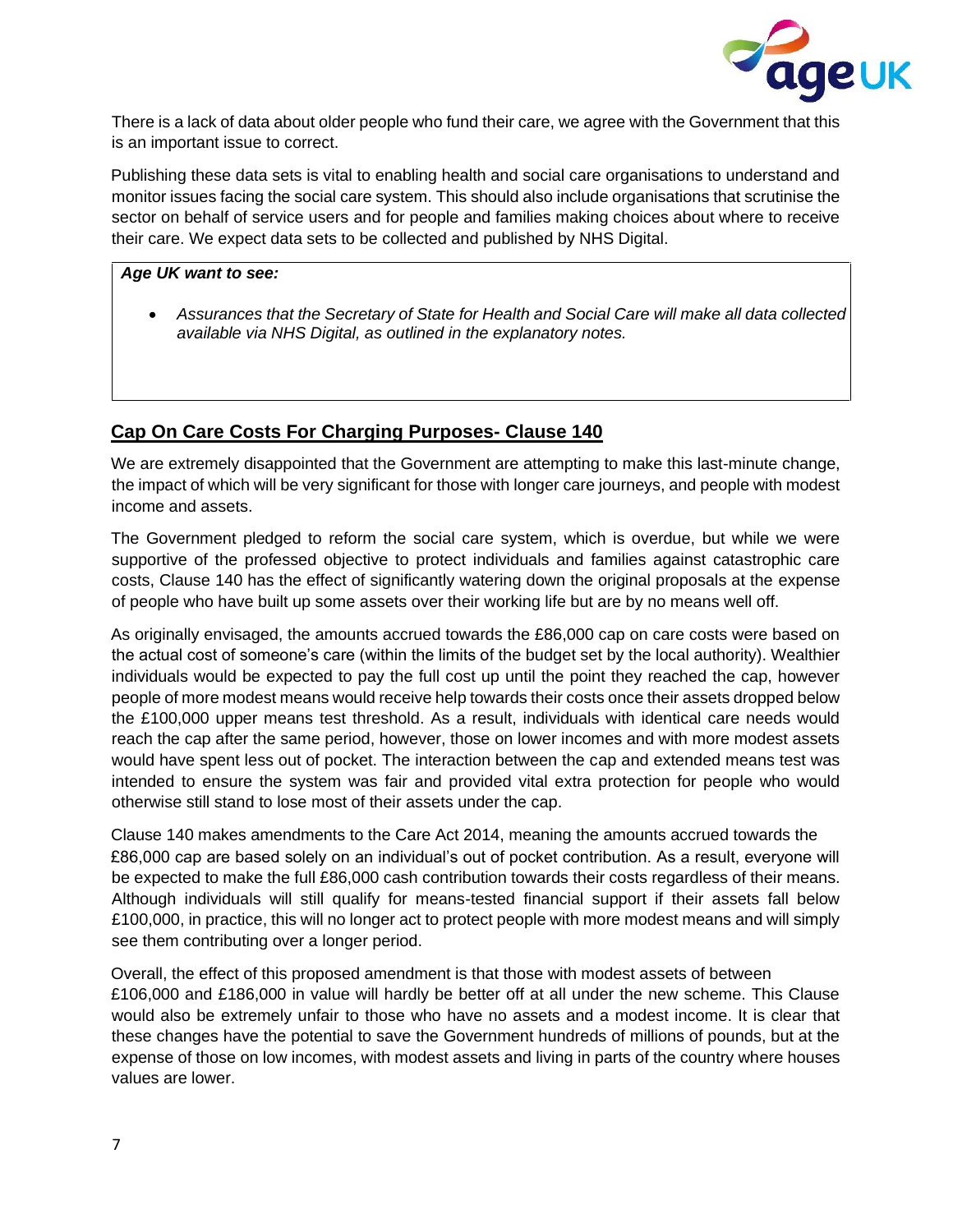There is a lack of data about older people who fund their care, we agree with the Government that this is an important issue to correct.

Publishing these data sets is vital to enabling health and social care organisations to understand and monitor issues facing the social care system. This should also include organisations that scrutinise the sector on behalf of service users and for people and families making choices about where to receive their care. We expect data sets to be collected and published by NHS Digital.

***Age UK want to see:***

- *Assurances that the Secretary of State for Health and Social Care will make all data collected available via NHS Digital, as outlined in the explanatory notes.*

## Cap On Care Costs For Charging Purposes- Clause 140

We are extremely disappointed that the Government are attempting to make this last-minute change, the impact of which will be very significant for those with longer care journeys, and people with modest income and assets.

The Government pledged to reform the social care system, which is overdue, but while we were supportive of the professed objective to protect individuals and families against catastrophic care costs, Clause 140 has the effect of significantly watering down the original proposals at the expense of people who have built up some assets over their working life but are by no means well off.

As originally envisaged, the amounts accrued towards the £86,000 cap on care costs were based on the actual cost of someone's care (within the limits of the budget set by the local authority). Wealthier individuals would be expected to pay the full cost up until the point they reached the cap, however people of more modest means would receive help towards their costs once their assets dropped below the £100,000 upper means test threshold. As a result, individuals with identical care needs would reach the cap after the same period, however, those on lower incomes and with more modest assets would have spent less out of pocket. The interaction between the cap and extended means test was intended to ensure the system was fair and provided vital extra protection for people who would otherwise still stand to lose most of their assets under the cap.

Clause 140 makes amendments to the Care Act 2014, meaning the amounts accrued towards the £86,000 cap are based solely on an individual's out of pocket contribution. As a result, everyone will be expected to make the full £86,000 cash contribution towards their costs regardless of their means. Although individuals will still qualify for means-tested financial support if their assets fall below £100,000, in practice, this will no longer act to protect people with more modest means and will simply see them contributing over a longer period.

Overall, the effect of this proposed amendment is that those with modest assets of between £106,000 and £186,000 in value will hardly be better off at all under the new scheme. This Clause would also be extremely unfair to those who have no assets and a modest income. It is clear that these changes have the potential to save the Government hundreds of millions of pounds, but at the expense of those on low incomes, with modest assets and living in parts of the country where houses values are lower.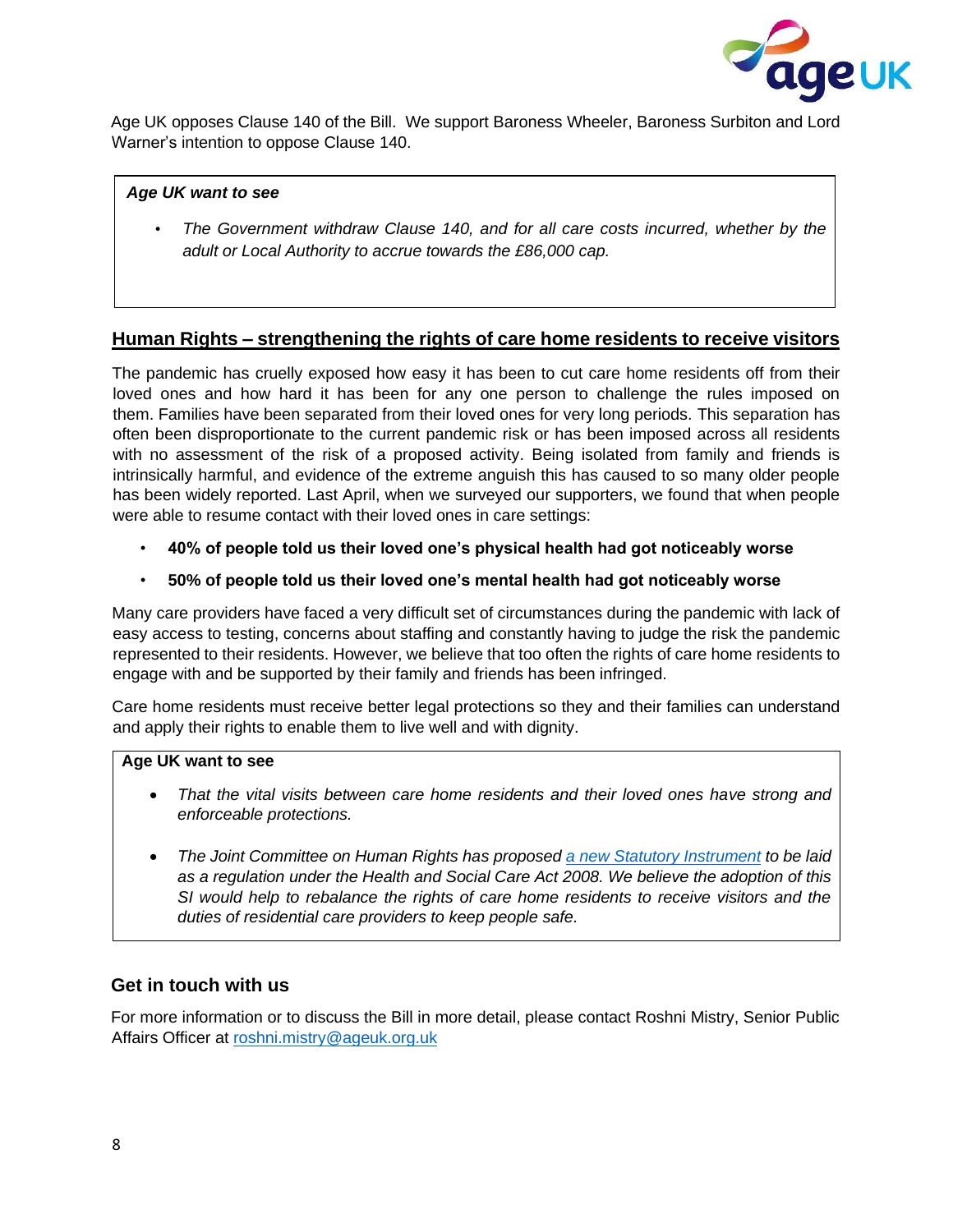Age UK opposes Clause 140 of the Bill. We support Baroness Wheeler, Baroness Surbiton and Lord Warner's intention to oppose Clause 140.

> ***Age UK want to see***
>
> - *The Government withdraw Clause 140, and for all care costs incurred, whether by the adult or Local Authority to accrue towards the £86,000 cap.*

## Human Rights – strengthening the rights of care home residents to receive visitors

The pandemic has cruelly exposed how easy it has been to cut care home residents off from their loved ones and how hard it has been for any one person to challenge the rules imposed on them. Families have been separated from their loved ones for very long periods. This separation has often been disproportionate to the current pandemic risk or has been imposed across all residents with no assessment of the risk of a proposed activity. Being isolated from family and friends is intrinsically harmful, and evidence of the extreme anguish this has caused to so many older people has been widely reported. Last April, when we surveyed our supporters, we found that when people were able to resume contact with their loved ones in care settings:

- **40% of people told us their loved one's physical health had got noticeably worse**
- **50% of people told us their loved one's mental health had got noticeably worse**

Many care providers have faced a very difficult set of circumstances during the pandemic with lack of easy access to testing, concerns about staffing and constantly having to judge the risk the pandemic represented to their residents. However, we believe that too often the rights of care home residents to engage with and be supported by their family and friends has been infringed.

Care home residents must receive better legal protections so they and their families can understand and apply their rights to enable them to live well and with dignity.

> **Age UK want to see**
>
> - *That the vital visits between care home residents and their loved ones have strong and enforceable protections.*
> - *The Joint Committee on Human Rights has proposed [a new Statutory Instrument] to be laid as a regulation under the Health and Social Care Act 2008. We believe the adoption of this SI would help to rebalance the rights of care home residents to receive visitors and the duties of residential care providers to keep people safe.*

### Get in touch with us

For more information or to discuss the Bill in more detail, please contact Roshni Mistry, Senior Public Affairs Officer at roshni.mistry@ageuk.org.uk